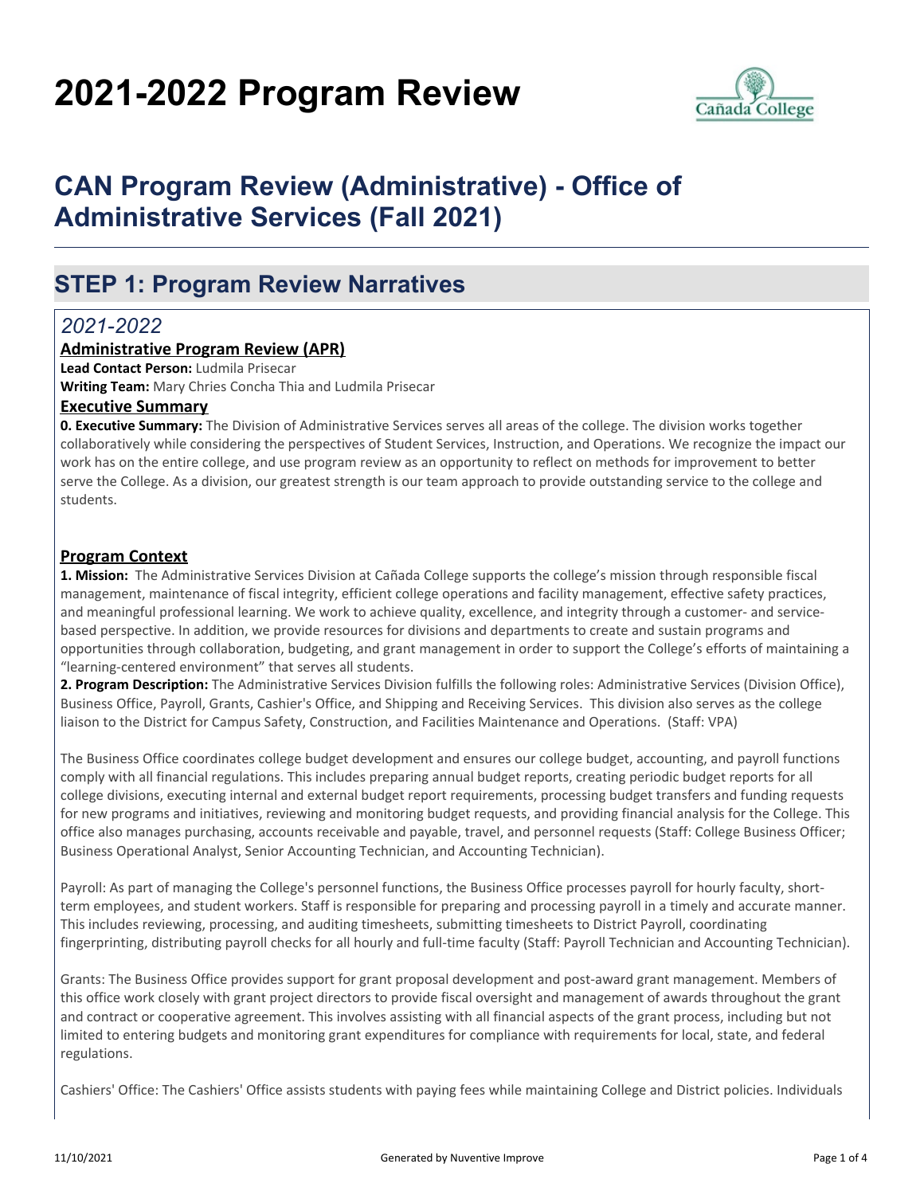# 2021-2022 Program Review

## CAN Program Review (Administrative) - Office of Administrative Services (Fall 2021)

## STEP 1: Program Review Narratives

### *2021-2022*

**Administrative Program Review (APR)**

**Lead Contact Person:** Ludmila Prisecar

**Writing Team:** Mary Chries Concha Thia and Ludmila Prisecar

**Executive Summary**

**0. Executive Summary:** The Division of Administrative Services serves all areas of the college. The division works together collaboratively while considering the perspectives of Student Services, Instruction, and Operations. We recognize the impact our work has on the entire college, and use program review as an opportunity to reflect on methods for improvement to better serve the College. As a division, our greatest strength is our team approach to provide outstanding service to the college and students.

**Program Context**

**1. Mission:** The Administrative Services Division at Cañada College supports the college's mission through responsible fiscal management, maintenance of fiscal integrity, efficient college operations and facility management, effective safety practices, and meaningful professional learning. We work to achieve quality, excellence, and integrity through a customer- and service-based perspective. In addition, we provide resources for divisions and departments to create and sustain programs and opportunities through collaboration, budgeting, and grant management in order to support the College's efforts of maintaining a "learning-centered environment" that serves all students.

**2. Program Description:** The Administrative Services Division fulfills the following roles: Administrative Services (Division Office), Business Office, Payroll, Grants, Cashier's Office, and Shipping and Receiving Services. This division also serves as the college liaison to the District for Campus Safety, Construction, and Facilities Maintenance and Operations. (Staff: VPA)

The Business Office coordinates college budget development and ensures our college budget, accounting, and payroll functions comply with all financial regulations. This includes preparing annual budget reports, creating periodic budget reports for all college divisions, executing internal and external budget report requirements, processing budget transfers and funding requests for new programs and initiatives, reviewing and monitoring budget requests, and providing financial analysis for the College. This office also manages purchasing, accounts receivable and payable, travel, and personnel requests (Staff: College Business Officer; Business Operational Analyst, Senior Accounting Technician, and Accounting Technician).

Payroll: As part of managing the College's personnel functions, the Business Office processes payroll for hourly faculty, short-term employees, and student workers. Staff is responsible for preparing and processing payroll in a timely and accurate manner. This includes reviewing, processing, and auditing timesheets, submitting timesheets to District Payroll, coordinating fingerprinting, distributing payroll checks for all hourly and full-time faculty (Staff: Payroll Technician and Accounting Technician).

Grants: The Business Office provides support for grant proposal development and post-award grant management. Members of this office work closely with grant project directors to provide fiscal oversight and management of awards throughout the grant and contract or cooperative agreement. This involves assisting with all financial aspects of the grant process, including but not limited to entering budgets and monitoring grant expenditures for compliance with requirements for local, state, and federal regulations.

Cashiers' Office: The Cashiers' Office assists students with paying fees while maintaining College and District policies. Individuals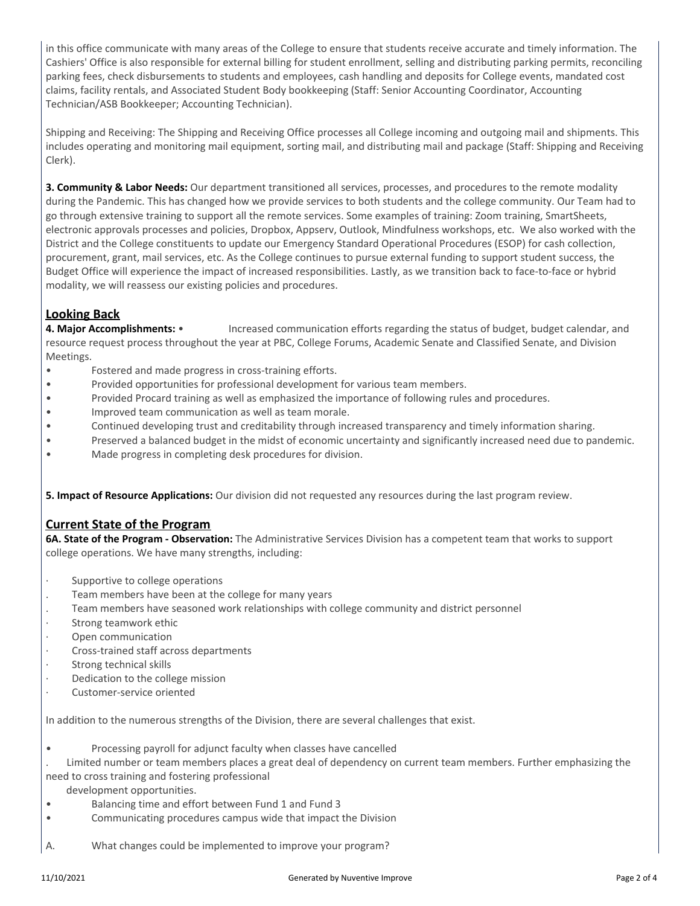in this office communicate with many areas of the College to ensure that students receive accurate and timely information. The Cashiers' Office is also responsible for external billing for student enrollment, selling and distributing parking permits, reconciling parking fees, check disbursements to students and employees, cash handling and deposits for College events, mandated cost claims, facility rentals, and Associated Student Body bookkeeping (Staff: Senior Accounting Coordinator, Accounting Technician/ASB Bookkeeper; Accounting Technician).

Shipping and Receiving: The Shipping and Receiving Office processes all College incoming and outgoing mail and shipments. This includes operating and monitoring mail equipment, sorting mail, and distributing mail and package (Staff: Shipping and Receiving Clerk).

**3. Community & Labor Needs:** Our department transitioned all services, processes, and procedures to the remote modality during the Pandemic. This has changed how we provide services to both students and the college community. Our Team had to go through extensive training to support all the remote services. Some examples of training: Zoom training, SmartSheets, electronic approvals processes and policies, Dropbox, Appserv, Outlook, Mindfulness workshops, etc. We also worked with the District and the College constituents to update our Emergency Standard Operational Procedures (ESOP) for cash collection, procurement, grant, mail services, etc. As the College continues to pursue external funding to support student success, the Budget Office will experience the impact of increased responsibilities. Lastly, as we transition back to face-to-face or hybrid modality, we will reassess our existing policies and procedures.

## Looking Back

**4. Major Accomplishments:**

- Increased communication efforts regarding the status of budget, budget calendar, and resource request process throughout the year at PBC, College Forums, Academic Senate and Classified Senate, and Division Meetings.
- Fostered and made progress in cross-training efforts.
- Provided opportunities for professional development for various team members.
- Provided Procard training as well as emphasized the importance of following rules and procedures.
- Improved team communication as well as team morale.
- Continued developing trust and creditability through increased transparency and timely information sharing.
- Preserved a balanced budget in the midst of economic uncertainty and significantly increased need due to pandemic.
- Made progress in completing desk procedures for division.

**5. Impact of Resource Applications:** Our division did not requested any resources during the last program review.

## Current State of the Program

**6A. State of the Program - Observation:** The Administrative Services Division has a competent team that works to support college operations. We have many strengths, including:

- Supportive to college operations
- Team members have been at the college for many years
- Team members have seasoned work relationships with college community and district personnel
- Strong teamwork ethic
- Open communication
- Cross-trained staff across departments
- Strong technical skills
- Dedication to the college mission
- Customer-service oriented

In addition to the numerous strengths of the Division, there are several challenges that exist.

- Processing payroll for adjunct faculty when classes have cancelled
- Limited number or team members places a great deal of dependency on current team members. Further emphasizing the need to cross training and fostering professional development opportunities.
- Balancing time and effort between Fund 1 and Fund 3
- Communicating procedures campus wide that impact the Division

A. What changes could be implemented to improve your program?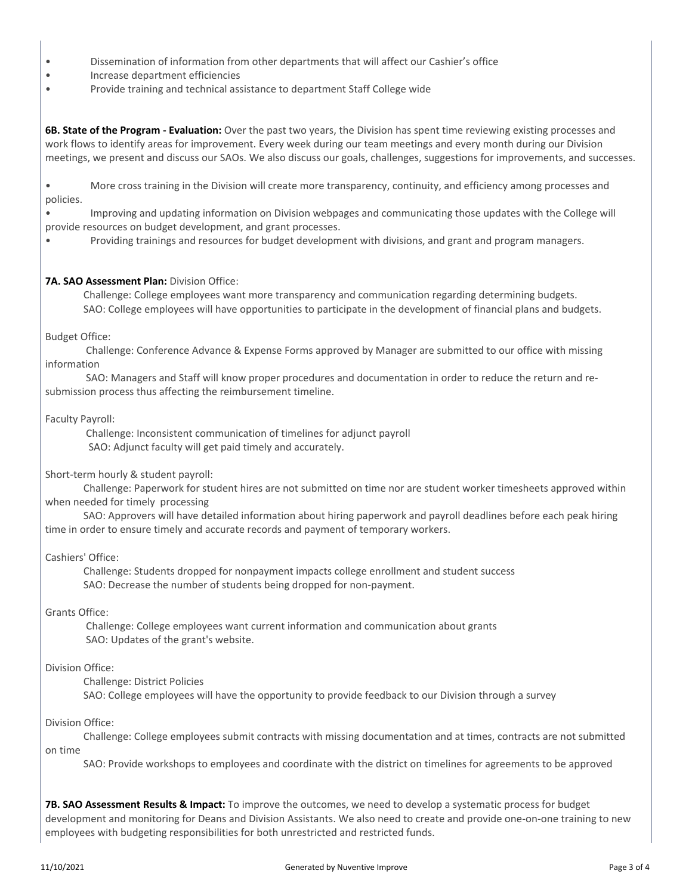- Dissemination of information from other departments that will affect our Cashier's office
- Increase department efficiencies
- Provide training and technical assistance to department Staff College wide

**6B. State of the Program - Evaluation:** Over the past two years, the Division has spent time reviewing existing processes and work flows to identify areas for improvement. Every week during our team meetings and every month during our Division meetings, we present and discuss our SAOs. We also discuss our goals, challenges, suggestions for improvements, and successes.

- More cross training in the Division will create more transparency, continuity, and efficiency among processes and policies.
- Improving and updating information on Division webpages and communicating those updates with the College will provide resources on budget development, and grant processes.
- Providing trainings and resources for budget development with divisions, and grant and program managers.

**7A. SAO Assessment Plan:** Division Office:

Challenge: College employees want more transparency and communication regarding determining budgets.
SAO: College employees will have opportunities to participate in the development of financial plans and budgets.

Budget Office:

Challenge: Conference Advance & Expense Forms approved by Manager are submitted to our office with missing information
SAO: Managers and Staff will know proper procedures and documentation in order to reduce the return and re-submission process thus affecting the reimbursement timeline.

Faculty Payroll:

Challenge: Inconsistent communication of timelines for adjunct payroll
SAO: Adjunct faculty will get paid timely and accurately.

Short-term hourly & student payroll:

Challenge: Paperwork for student hires are not submitted on time nor are student worker timesheets approved within when needed for timely processing
SAO: Approvers will have detailed information about hiring paperwork and payroll deadlines before each peak hiring time in order to ensure timely and accurate records and payment of temporary workers.

Cashiers' Office:

Challenge: Students dropped for nonpayment impacts college enrollment and student success
SAO: Decrease the number of students being dropped for non-payment.

Grants Office:

Challenge: College employees want current information and communication about grants
SAO: Updates of the grant's website.

Division Office:

Challenge: District Policies
SAO: College employees will have the opportunity to provide feedback to our Division through a survey

Division Office:

Challenge: College employees submit contracts with missing documentation and at times, contracts are not submitted on time
SAO: Provide workshops to employees and coordinate with the district on timelines for agreements to be approved

**7B. SAO Assessment Results & Impact:** To improve the outcomes, we need to develop a systematic process for budget development and monitoring for Deans and Division Assistants. We also need to create and provide one-on-one training to new employees with budgeting responsibilities for both unrestricted and restricted funds.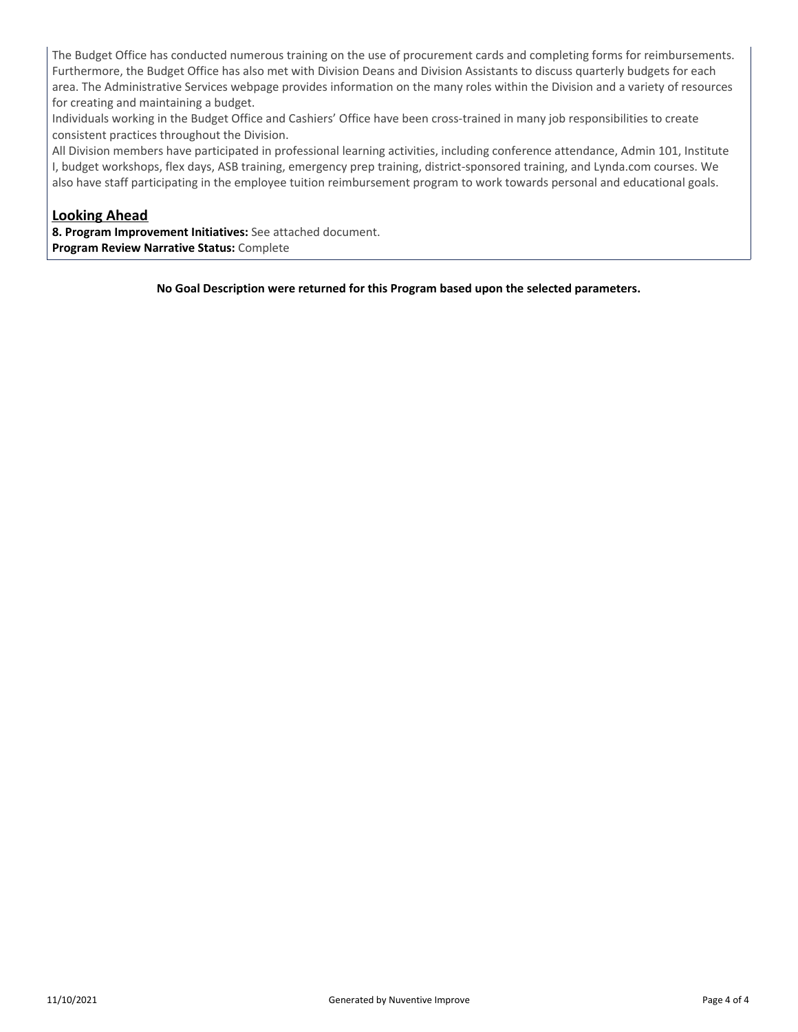The Budget Office has conducted numerous training on the use of procurement cards and completing forms for reimbursements. Furthermore, the Budget Office has also met with Division Deans and Division Assistants to discuss quarterly budgets for each area. The Administrative Services webpage provides information on the many roles within the Division and a variety of resources for creating and maintaining a budget.

Individuals working in the Budget Office and Cashiers' Office have been cross-trained in many job responsibilities to create consistent practices throughout the Division.

All Division members have participated in professional learning activities, including conference attendance, Admin 101, Institute I, budget workshops, flex days, ASB training, emergency prep training, district-sponsored training, and Lynda.com courses. We also have staff participating in the employee tuition reimbursement program to work towards personal and educational goals.

## Looking Ahead

**8. Program Improvement Initiatives:** See attached document.

**Program Review Narrative Status:** Complete

**No Goal Description were returned for this Program based upon the selected parameters.**